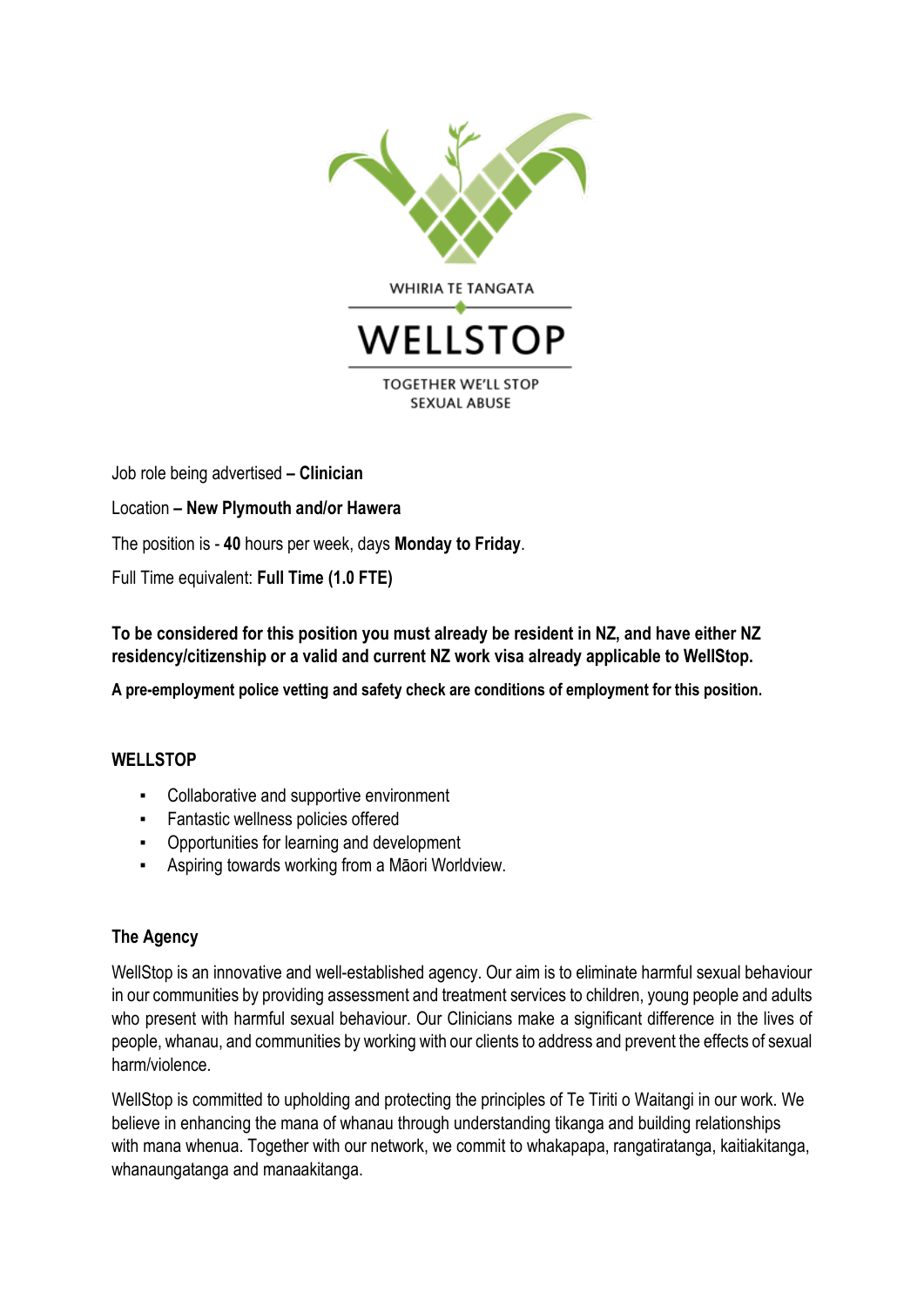WHIRIA TE TANGATA

# WELLSTOP

TOGETHER WE'LL STOP SEXUAL ABUSE

Job role being advertised **– Clinician**

Location **– New Plymouth and/or Hawera**

The position is - **40** hours per week, days **Monday to Friday**.

Full Time equivalent: **Full Time (1.0 FTE)**

**To be considered for this position you must already be resident in NZ, and have either NZ residency/citizenship or a valid and current NZ work visa already applicable to WellStop.**

**A pre-employment police vetting and safety check are conditions of employment for this position.**

## WELLSTOP

- Collaborative and supportive environment
- Fantastic wellness policies offered
- Opportunities for learning and development
- Aspiring towards working from a Māori Worldview.

## The Agency

WellStop is an innovative and well-established agency. Our aim is to eliminate harmful sexual behaviour in our communities by providing assessment and treatment services to children, young people and adults who present with harmful sexual behaviour. Our Clinicians make a significant difference in the lives of people, whanau, and communities by working with our clients to address and prevent the effects of sexual harm/violence.

WellStop is committed to upholding and protecting the principles of Te Tiriti o Waitangi in our work. We believe in enhancing the mana of whanau through understanding tikanga and building relationships with mana whenua. Together with our network, we commit to whakapapa, rangatiratanga, kaitiakitanga, whanaungatanga and manaakitanga.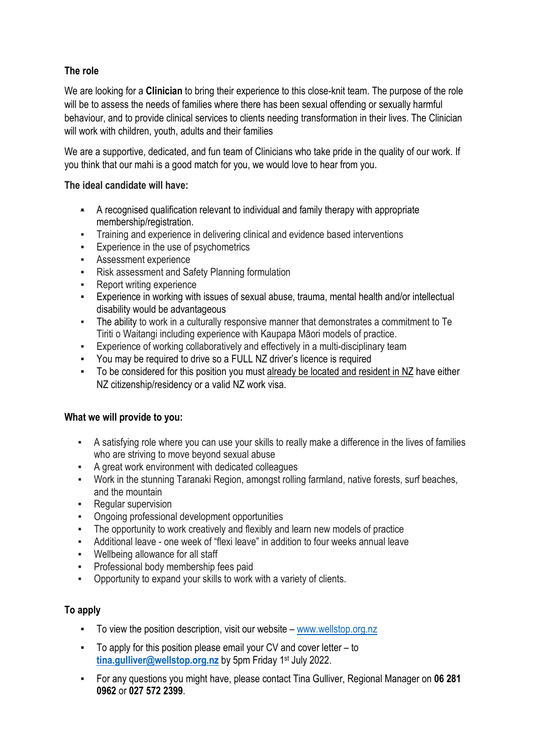**The role**

We are looking for a **Clinician** to bring their experience to this close-knit team. The purpose of the role will be to assess the needs of families where there has been sexual offending or sexually harmful behaviour, and to provide clinical services to clients needing transformation in their lives. The Clinician will work with children, youth, adults and their families

We are a supportive, dedicated, and fun team of Clinicians who take pride in the quality of our work. If you think that our mahi is a good match for you, we would love to hear from you.

**The ideal candidate will have:**

- A recognised qualification relevant to individual and family therapy with appropriate membership/registration.
- Training and experience in delivering clinical and evidence based interventions
- Experience in the use of psychometrics
- Assessment experience
- Risk assessment and Safety Planning formulation
- Report writing experience
- Experience in working with issues of sexual abuse, trauma, mental health and/or intellectual disability would be advantageous
- The ability to work in a culturally responsive manner that demonstrates a commitment to Te Tiriti o Waitangi including experience with Kaupapa Māori models of practice.
- Experience of working collaboratively and effectively in a multi-disciplinary team
- You may be required to drive so a FULL NZ driver's licence is required
- To be considered for this position you must already be located and resident in NZ have either NZ citizenship/residency or a valid NZ work visa.

**What we will provide to you:**

- A satisfying role where you can use your skills to really make a difference in the lives of families who are striving to move beyond sexual abuse
- A great work environment with dedicated colleagues
- Work in the stunning Taranaki Region, amongst rolling farmland, native forests, surf beaches, and the mountain
- Regular supervision
- Ongoing professional development opportunities
- The opportunity to work creatively and flexibly and learn new models of practice
- Additional leave - one week of "flexi leave" in addition to four weeks annual leave
- Wellbeing allowance for all staff
- Professional body membership fees paid
- Opportunity to expand your skills to work with a variety of clients.

**To apply**

- To view the position description, visit our website – www.wellstop.org.nz
- To apply for this position please email your CV and cover letter – to **tina.gulliver@wellstop.org.nz** by 5pm Friday 1st July 2022.
- For any questions you might have, please contact Tina Gulliver, Regional Manager on **06 281 0962** or **027 572 2399**.